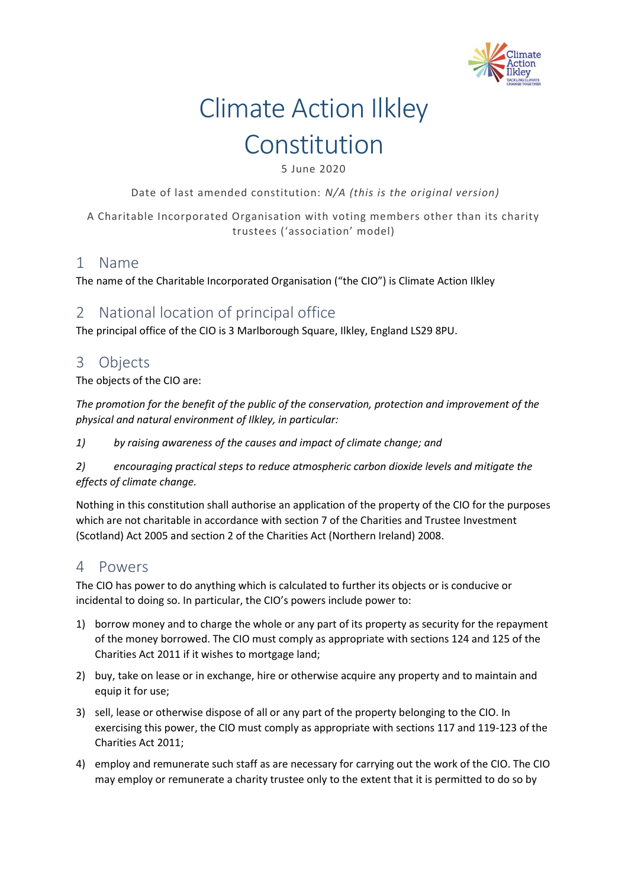# Climate Action Ilkley Constitution

5 June 2020

Date of last amended constitution: *N/A (this is the original version)*

A Charitable Incorporated Organisation with voting members other than its charity trustees ('association' model)

## 1 Name

The name of the Charitable Incorporated Organisation ("the CIO") is Climate Action Ilkley

## 2 National location of principal office

The principal office of the CIO is 3 Marlborough Square, Ilkley, England LS29 8PU.

## 3 Objects

The objects of the CIO are:

*The promotion for the benefit of the public of the conservation, protection and improvement of the physical and natural environment of Ilkley, in particular:*

*1) by raising awareness of the causes and impact of climate change; and*

*2) encouraging practical steps to reduce atmospheric carbon dioxide levels and mitigate the effects of climate change.*

Nothing in this constitution shall authorise an application of the property of the CIO for the purposes which are not charitable in accordance with section 7 of the Charities and Trustee Investment (Scotland) Act 2005 and section 2 of the Charities Act (Northern Ireland) 2008.

## 4 Powers

The CIO has power to do anything which is calculated to further its objects or is conducive or incidental to doing so. In particular, the CIO's powers include power to:

1) borrow money and to charge the whole or any part of its property as security for the repayment of the money borrowed. The CIO must comply as appropriate with sections 124 and 125 of the Charities Act 2011 if it wishes to mortgage land;
2) buy, take on lease or in exchange, hire or otherwise acquire any property and to maintain and equip it for use;
3) sell, lease or otherwise dispose of all or any part of the property belonging to the CIO. In exercising this power, the CIO must comply as appropriate with sections 117 and 119-123 of the Charities Act 2011;
4) employ and remunerate such staff as are necessary for carrying out the work of the CIO. The CIO may employ or remunerate a charity trustee only to the extent that it is permitted to do so by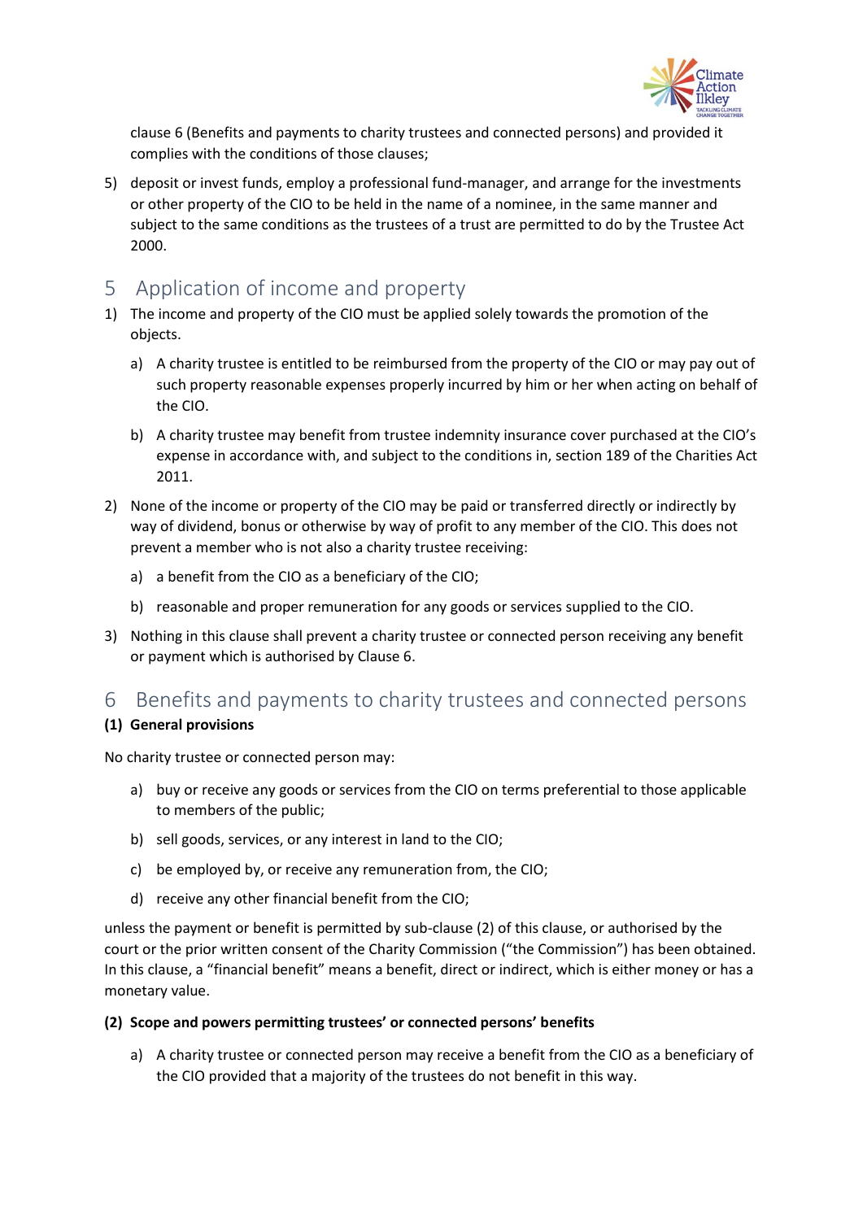clause 6 (Benefits and payments to charity trustees and connected persons) and provided it complies with the conditions of those clauses;

5) deposit or invest funds, employ a professional fund-manager, and arrange for the investments or other property of the CIO to be held in the name of a nominee, in the same manner and subject to the same conditions as the trustees of a trust are permitted to do by the Trustee Act 2000.

# 5 Application of income and property

1) The income and property of the CIO must be applied solely towards the promotion of the objects.
   a) A charity trustee is entitled to be reimbursed from the property of the CIO or may pay out of such property reasonable expenses properly incurred by him or her when acting on behalf of the CIO.
   b) A charity trustee may benefit from trustee indemnity insurance cover purchased at the CIO's expense in accordance with, and subject to the conditions in, section 189 of the Charities Act 2011.
2) None of the income or property of the CIO may be paid or transferred directly or indirectly by way of dividend, bonus or otherwise by way of profit to any member of the CIO. This does not prevent a member who is not also a charity trustee receiving:
   a) a benefit from the CIO as a beneficiary of the CIO;
   b) reasonable and proper remuneration for any goods or services supplied to the CIO.
3) Nothing in this clause shall prevent a charity trustee or connected person receiving any benefit or payment which is authorised by Clause 6.

# 6 Benefits and payments to charity trustees and connected persons

**(1) General provisions**

No charity trustee or connected person may:

a) buy or receive any goods or services from the CIO on terms preferential to those applicable to members of the public;
b) sell goods, services, or any interest in land to the CIO;
c) be employed by, or receive any remuneration from, the CIO;
d) receive any other financial benefit from the CIO;

unless the payment or benefit is permitted by sub-clause (2) of this clause, or authorised by the court or the prior written consent of the Charity Commission ("the Commission") has been obtained. In this clause, a "financial benefit" means a benefit, direct or indirect, which is either money or has a monetary value.

**(2) Scope and powers permitting trustees' or connected persons' benefits**

a) A charity trustee or connected person may receive a benefit from the CIO as a beneficiary of the CIO provided that a majority of the trustees do not benefit in this way.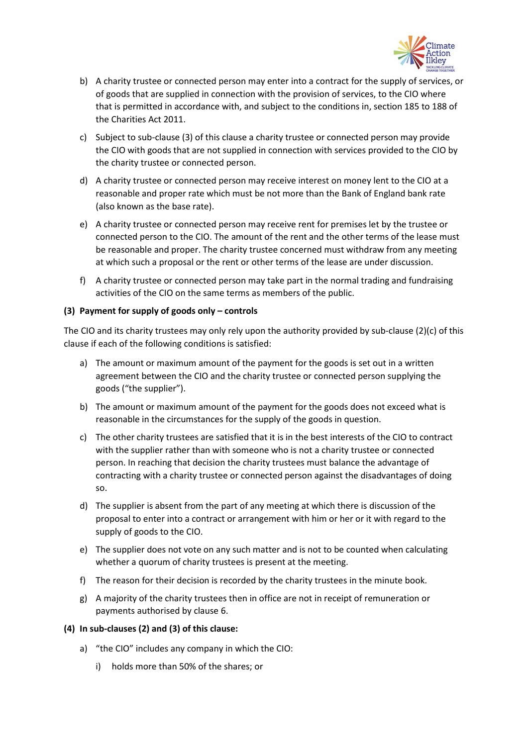b) A charity trustee or connected person may enter into a contract for the supply of services, or of goods that are supplied in connection with the provision of services, to the CIO where that is permitted in accordance with, and subject to the conditions in, section 185 to 188 of the Charities Act 2011.

c) Subject to sub-clause (3) of this clause a charity trustee or connected person may provide the CIO with goods that are not supplied in connection with services provided to the CIO by the charity trustee or connected person.

d) A charity trustee or connected person may receive interest on money lent to the CIO at a reasonable and proper rate which must be not more than the Bank of England bank rate (also known as the base rate).

e) A charity trustee or connected person may receive rent for premises let by the trustee or connected person to the CIO. The amount of the rent and the other terms of the lease must be reasonable and proper. The charity trustee concerned must withdraw from any meeting at which such a proposal or the rent or other terms of the lease are under discussion.

f) A charity trustee or connected person may take part in the normal trading and fundraising activities of the CIO on the same terms as members of the public.

**(3) Payment for supply of goods only – controls**

The CIO and its charity trustees may only rely upon the authority provided by sub-clause (2)(c) of this clause if each of the following conditions is satisfied:

a) The amount or maximum amount of the payment for the goods is set out in a written agreement between the CIO and the charity trustee or connected person supplying the goods ("the supplier").

b) The amount or maximum amount of the payment for the goods does not exceed what is reasonable in the circumstances for the supply of the goods in question.

c) The other charity trustees are satisfied that it is in the best interests of the CIO to contract with the supplier rather than with someone who is not a charity trustee or connected person. In reaching that decision the charity trustees must balance the advantage of contracting with a charity trustee or connected person against the disadvantages of doing so.

d) The supplier is absent from the part of any meeting at which there is discussion of the proposal to enter into a contract or arrangement with him or her or it with regard to the supply of goods to the CIO.

e) The supplier does not vote on any such matter and is not to be counted when calculating whether a quorum of charity trustees is present at the meeting.

f) The reason for their decision is recorded by the charity trustees in the minute book.

g) A majority of the charity trustees then in office are not in receipt of remuneration or payments authorised by clause 6.

**(4) In sub-clauses (2) and (3) of this clause:**

a) "the CIO" includes any company in which the CIO:

   i) holds more than 50% of the shares; or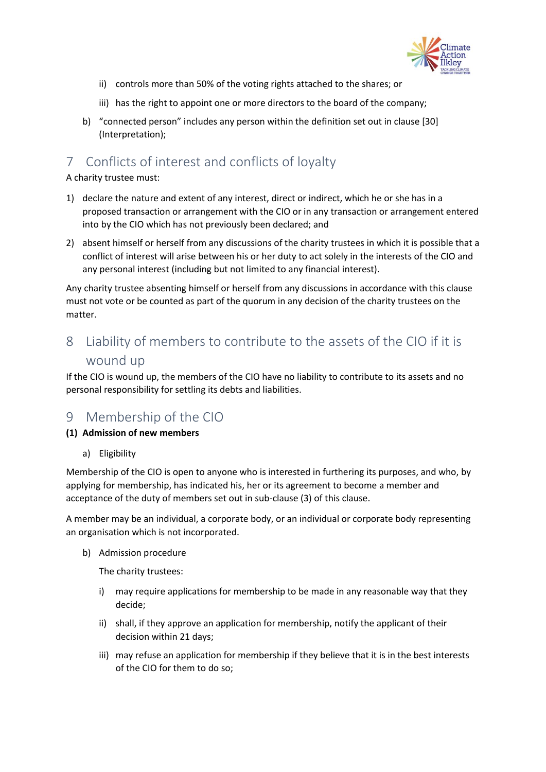ii) controls more than 50% of the voting rights attached to the shares; or

iii) has the right to appoint one or more directors to the board of the company;

b) "connected person" includes any person within the definition set out in clause [30] (Interpretation);

# 7 Conflicts of interest and conflicts of loyalty

A charity trustee must:

1) declare the nature and extent of any interest, direct or indirect, which he or she has in a proposed transaction or arrangement with the CIO or in any transaction or arrangement entered into by the CIO which has not previously been declared; and

2) absent himself or herself from any discussions of the charity trustees in which it is possible that a conflict of interest will arise between his or her duty to act solely in the interests of the CIO and any personal interest (including but not limited to any financial interest).

Any charity trustee absenting himself or herself from any discussions in accordance with this clause must not vote or be counted as part of the quorum in any decision of the charity trustees on the matter.

# 8 Liability of members to contribute to the assets of the CIO if it is wound up

If the CIO is wound up, the members of the CIO have no liability to contribute to its assets and no personal responsibility for settling its debts and liabilities.

# 9 Membership of the CIO

**(1) Admission of new members**

a) Eligibility

Membership of the CIO is open to anyone who is interested in furthering its purposes, and who, by applying for membership, has indicated his, her or its agreement to become a member and acceptance of the duty of members set out in sub-clause (3) of this clause.

A member may be an individual, a corporate body, or an individual or corporate body representing an organisation which is not incorporated.

b) Admission procedure

The charity trustees:

i) may require applications for membership to be made in any reasonable way that they decide;

ii) shall, if they approve an application for membership, notify the applicant of their decision within 21 days;

iii) may refuse an application for membership if they believe that it is in the best interests of the CIO for them to do so;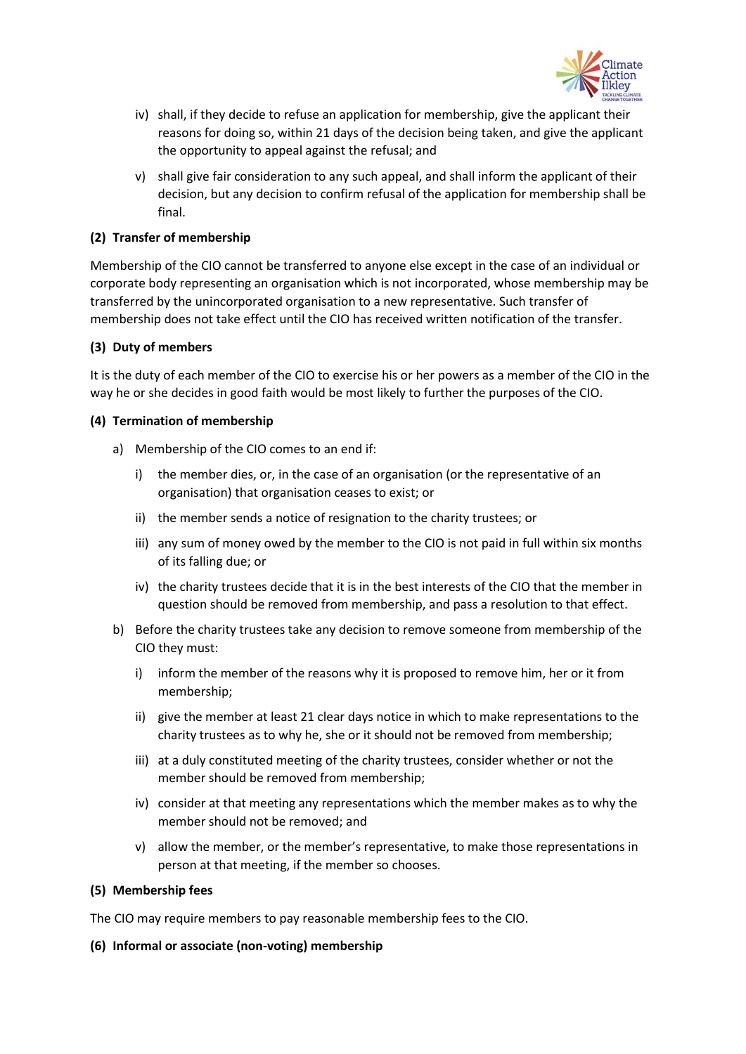iv) shall, if they decide to refuse an application for membership, give the applicant their reasons for doing so, within 21 days of the decision being taken, and give the applicant the opportunity to appeal against the refusal; and

v) shall give fair consideration to any such appeal, and shall inform the applicant of their decision, but any decision to confirm refusal of the application for membership shall be final.

**(2) Transfer of membership**

Membership of the CIO cannot be transferred to anyone else except in the case of an individual or corporate body representing an organisation which is not incorporated, whose membership may be transferred by the unincorporated organisation to a new representative. Such transfer of membership does not take effect until the CIO has received written notification of the transfer.

**(3) Duty of members**

It is the duty of each member of the CIO to exercise his or her powers as a member of the CIO in the way he or she decides in good faith would be most likely to further the purposes of the CIO.

**(4) Termination of membership**

a) Membership of the CIO comes to an end if:

   i) the member dies, or, in the case of an organisation (or the representative of an organisation) that organisation ceases to exist; or

   ii) the member sends a notice of resignation to the charity trustees; or

   iii) any sum of money owed by the member to the CIO is not paid in full within six months of its falling due; or

   iv) the charity trustees decide that it is in the best interests of the CIO that the member in question should be removed from membership, and pass a resolution to that effect.

b) Before the charity trustees take any decision to remove someone from membership of the CIO they must:

   i) inform the member of the reasons why it is proposed to remove him, her or it from membership;

   ii) give the member at least 21 clear days notice in which to make representations to the charity trustees as to why he, she or it should not be removed from membership;

   iii) at a duly constituted meeting of the charity trustees, consider whether or not the member should be removed from membership;

   iv) consider at that meeting any representations which the member makes as to why the member should not be removed; and

   v) allow the member, or the member's representative, to make those representations in person at that meeting, if the member so chooses.

**(5) Membership fees**

The CIO may require members to pay reasonable membership fees to the CIO.

**(6) Informal or associate (non-voting) membership**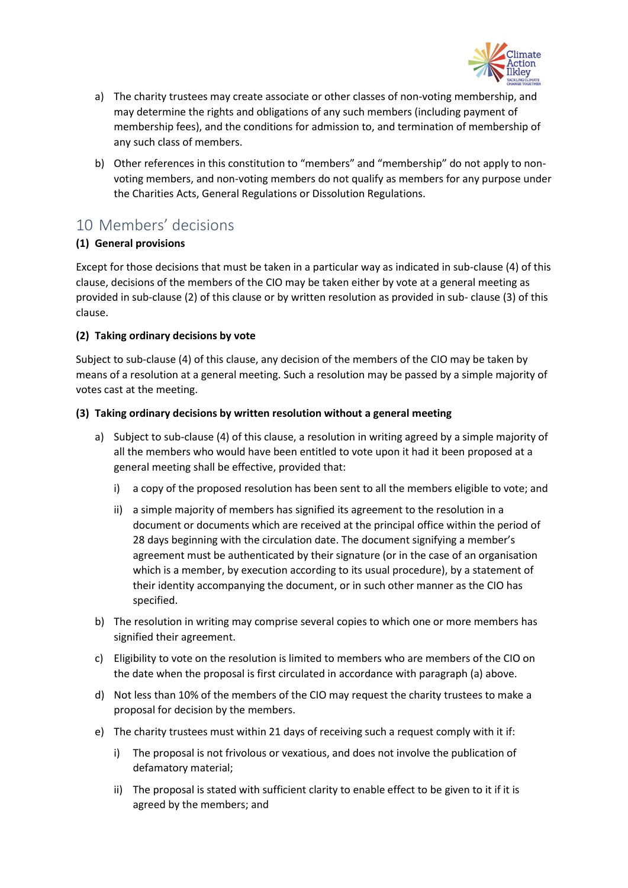a) The charity trustees may create associate or other classes of non-voting membership, and may determine the rights and obligations of any such members (including payment of membership fees), and the conditions for admission to, and termination of membership of any such class of members.

b) Other references in this constitution to "members" and "membership" do not apply to non-voting members, and non-voting members do not qualify as members for any purpose under the Charities Acts, General Regulations or Dissolution Regulations.

## 10 Members' decisions

**(1) General provisions**

Except for those decisions that must be taken in a particular way as indicated in sub-clause (4) of this clause, decisions of the members of the CIO may be taken either by vote at a general meeting as provided in sub-clause (2) of this clause or by written resolution as provided in sub- clause (3) of this clause.

**(2) Taking ordinary decisions by vote**

Subject to sub-clause (4) of this clause, any decision of the members of the CIO may be taken by means of a resolution at a general meeting. Such a resolution may be passed by a simple majority of votes cast at the meeting.

**(3) Taking ordinary decisions by written resolution without a general meeting**

a) Subject to sub-clause (4) of this clause, a resolution in writing agreed by a simple majority of all the members who would have been entitled to vote upon it had it been proposed at a general meeting shall be effective, provided that:

   i) a copy of the proposed resolution has been sent to all the members eligible to vote; and

   ii) a simple majority of members has signified its agreement to the resolution in a document or documents which are received at the principal office within the period of 28 days beginning with the circulation date. The document signifying a member's agreement must be authenticated by their signature (or in the case of an organisation which is a member, by execution according to its usual procedure), by a statement of their identity accompanying the document, or in such other manner as the CIO has specified.

b) The resolution in writing may comprise several copies to which one or more members has signified their agreement.

c) Eligibility to vote on the resolution is limited to members who are members of the CIO on the date when the proposal is first circulated in accordance with paragraph (a) above.

d) Not less than 10% of the members of the CIO may request the charity trustees to make a proposal for decision by the members.

e) The charity trustees must within 21 days of receiving such a request comply with it if:

   i) The proposal is not frivolous or vexatious, and does not involve the publication of defamatory material;

   ii) The proposal is stated with sufficient clarity to enable effect to be given to it if it is agreed by the members; and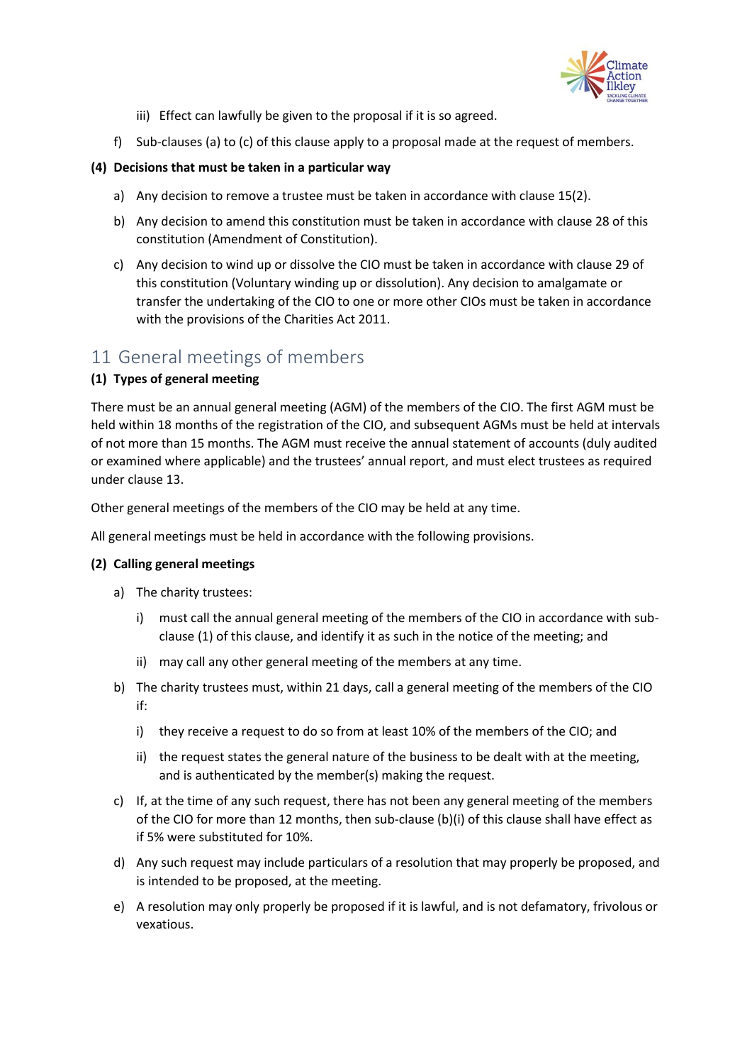iii) Effect can lawfully be given to the proposal if it is so agreed.

f) Sub-clauses (a) to (c) of this clause apply to a proposal made at the request of members.

**(4) Decisions that must be taken in a particular way**

a) Any decision to remove a trustee must be taken in accordance with clause 15(2).

b) Any decision to amend this constitution must be taken in accordance with clause 28 of this constitution (Amendment of Constitution).

c) Any decision to wind up or dissolve the CIO must be taken in accordance with clause 29 of this constitution (Voluntary winding up or dissolution). Any decision to amalgamate or transfer the undertaking of the CIO to one or more other CIOs must be taken in accordance with the provisions of the Charities Act 2011.

## 11 General meetings of members

**(1) Types of general meeting**

There must be an annual general meeting (AGM) of the members of the CIO. The first AGM must be held within 18 months of the registration of the CIO, and subsequent AGMs must be held at intervals of not more than 15 months. The AGM must receive the annual statement of accounts (duly audited or examined where applicable) and the trustees' annual report, and must elect trustees as required under clause 13.

Other general meetings of the members of the CIO may be held at any time.

All general meetings must be held in accordance with the following provisions.

**(2) Calling general meetings**

a) The charity trustees:

   i) must call the annual general meeting of the members of the CIO in accordance with sub-clause (1) of this clause, and identify it as such in the notice of the meeting; and

   ii) may call any other general meeting of the members at any time.

b) The charity trustees must, within 21 days, call a general meeting of the members of the CIO if:

   i) they receive a request to do so from at least 10% of the members of the CIO; and

   ii) the request states the general nature of the business to be dealt with at the meeting, and is authenticated by the member(s) making the request.

c) If, at the time of any such request, there has not been any general meeting of the members of the CIO for more than 12 months, then sub-clause (b)(i) of this clause shall have effect as if 5% were substituted for 10%.

d) Any such request may include particulars of a resolution that may properly be proposed, and is intended to be proposed, at the meeting.

e) A resolution may only properly be proposed if it is lawful, and is not defamatory, frivolous or vexatious.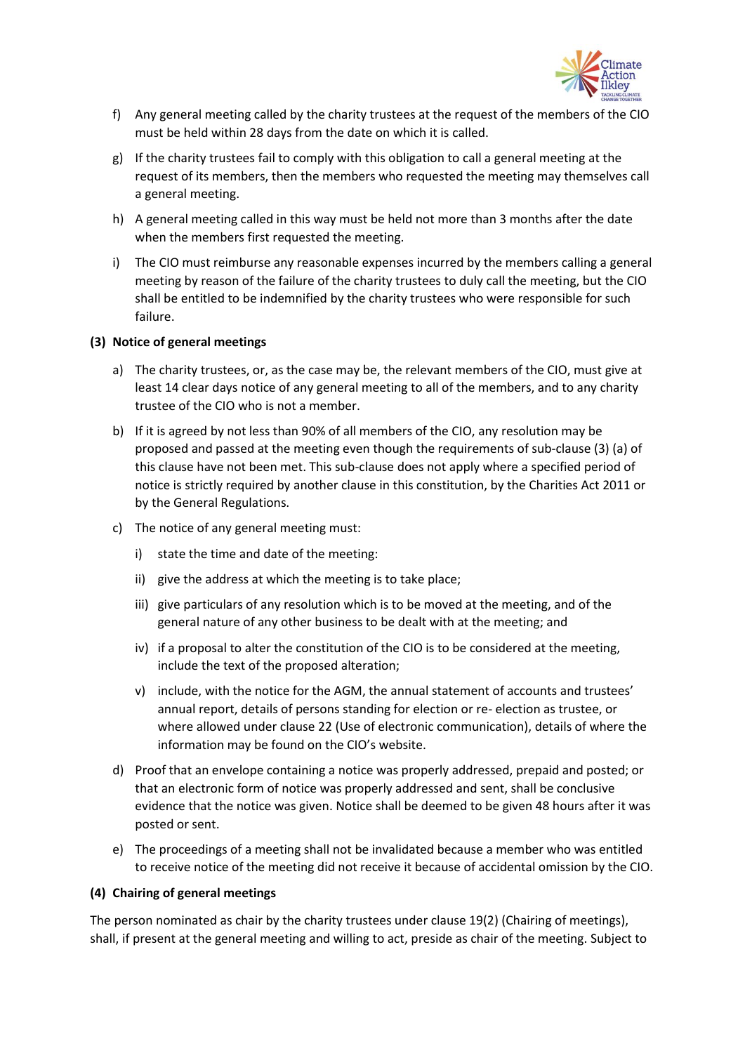f) Any general meeting called by the charity trustees at the request of the members of the CIO must be held within 28 days from the date on which it is called.

g) If the charity trustees fail to comply with this obligation to call a general meeting at the request of its members, then the members who requested the meeting may themselves call a general meeting.

h) A general meeting called in this way must be held not more than 3 months after the date when the members first requested the meeting.

i) The CIO must reimburse any reasonable expenses incurred by the members calling a general meeting by reason of the failure of the charity trustees to duly call the meeting, but the CIO shall be entitled to be indemnified by the charity trustees who were responsible for such failure.

**(3) Notice of general meetings**

a) The charity trustees, or, as the case may be, the relevant members of the CIO, must give at least 14 clear days notice of any general meeting to all of the members, and to any charity trustee of the CIO who is not a member.

b) If it is agreed by not less than 90% of all members of the CIO, any resolution may be proposed and passed at the meeting even though the requirements of sub-clause (3) (a) of this clause have not been met. This sub-clause does not apply where a specified period of notice is strictly required by another clause in this constitution, by the Charities Act 2011 or by the General Regulations.

c) The notice of any general meeting must:

   i) state the time and date of the meeting:

   ii) give the address at which the meeting is to take place;

   iii) give particulars of any resolution which is to be moved at the meeting, and of the general nature of any other business to be dealt with at the meeting; and

   iv) if a proposal to alter the constitution of the CIO is to be considered at the meeting, include the text of the proposed alteration;

   v) include, with the notice for the AGM, the annual statement of accounts and trustees' annual report, details of persons standing for election or re- election as trustee, or where allowed under clause 22 (Use of electronic communication), details of where the information may be found on the CIO's website.

d) Proof that an envelope containing a notice was properly addressed, prepaid and posted; or that an electronic form of notice was properly addressed and sent, shall be conclusive evidence that the notice was given. Notice shall be deemed to be given 48 hours after it was posted or sent.

e) The proceedings of a meeting shall not be invalidated because a member who was entitled to receive notice of the meeting did not receive it because of accidental omission by the CIO.

**(4) Chairing of general meetings**

The person nominated as chair by the charity trustees under clause 19(2) (Chairing of meetings), shall, if present at the general meeting and willing to act, preside as chair of the meeting. Subject to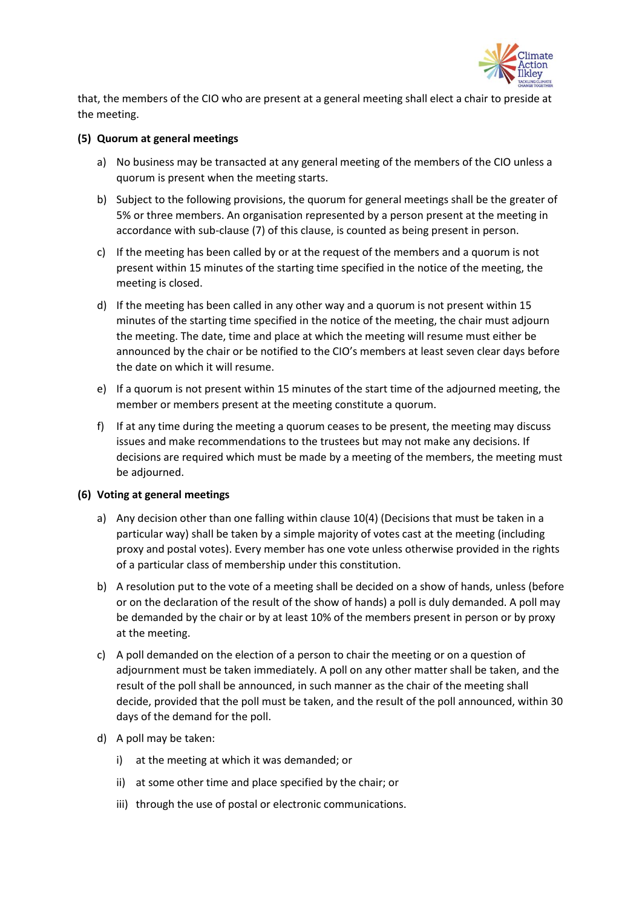that, the members of the CIO who are present at a general meeting shall elect a chair to preside at the meeting.

**(5) Quorum at general meetings**

a) No business may be transacted at any general meeting of the members of the CIO unless a quorum is present when the meeting starts.

b) Subject to the following provisions, the quorum for general meetings shall be the greater of 5% or three members. An organisation represented by a person present at the meeting in accordance with sub-clause (7) of this clause, is counted as being present in person.

c) If the meeting has been called by or at the request of the members and a quorum is not present within 15 minutes of the starting time specified in the notice of the meeting, the meeting is closed.

d) If the meeting has been called in any other way and a quorum is not present within 15 minutes of the starting time specified in the notice of the meeting, the chair must adjourn the meeting. The date, time and place at which the meeting will resume must either be announced by the chair or be notified to the CIO's members at least seven clear days before the date on which it will resume.

e) If a quorum is not present within 15 minutes of the start time of the adjourned meeting, the member or members present at the meeting constitute a quorum.

f) If at any time during the meeting a quorum ceases to be present, the meeting may discuss issues and make recommendations to the trustees but may not make any decisions. If decisions are required which must be made by a meeting of the members, the meeting must be adjourned.

**(6) Voting at general meetings**

a) Any decision other than one falling within clause 10(4) (Decisions that must be taken in a particular way) shall be taken by a simple majority of votes cast at the meeting (including proxy and postal votes). Every member has one vote unless otherwise provided in the rights of a particular class of membership under this constitution.

b) A resolution put to the vote of a meeting shall be decided on a show of hands, unless (before or on the declaration of the result of the show of hands) a poll is duly demanded. A poll may be demanded by the chair or by at least 10% of the members present in person or by proxy at the meeting.

c) A poll demanded on the election of a person to chair the meeting or on a question of adjournment must be taken immediately. A poll on any other matter shall be taken, and the result of the poll shall be announced, in such manner as the chair of the meeting shall decide, provided that the poll must be taken, and the result of the poll announced, within 30 days of the demand for the poll.

d) A poll may be taken:

   i) at the meeting at which it was demanded; or

   ii) at some other time and place specified by the chair; or

   iii) through the use of postal or electronic communications.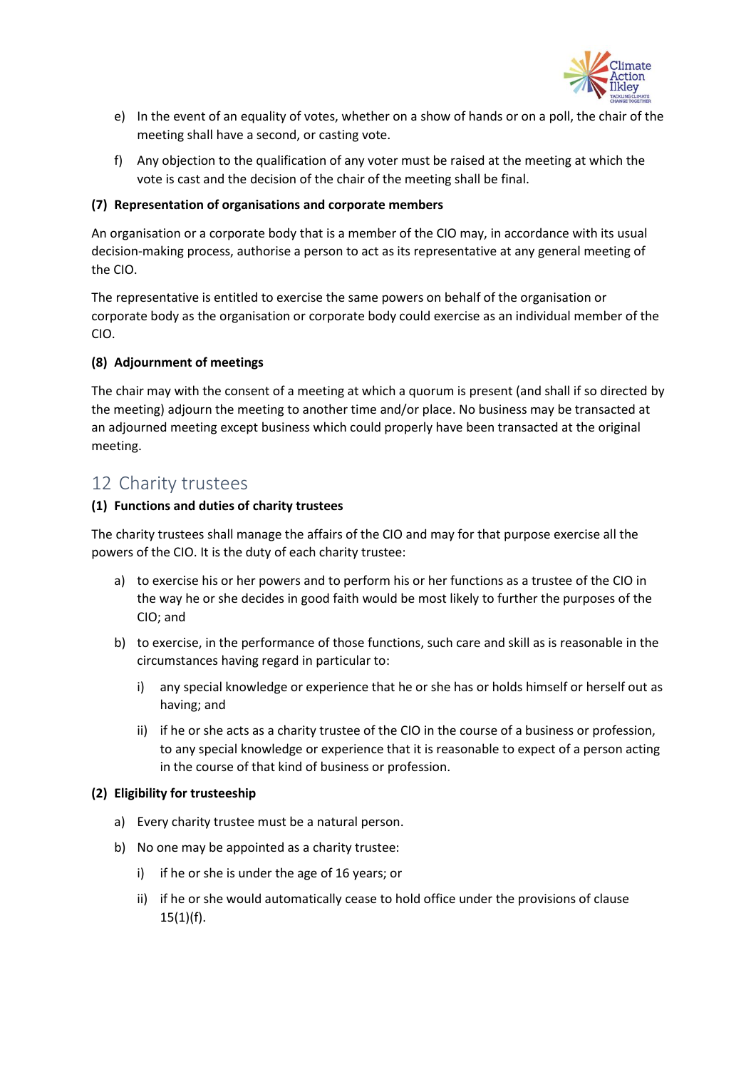e) In the event of an equality of votes, whether on a show of hands or on a poll, the chair of the meeting shall have a second, or casting vote.

f) Any objection to the qualification of any voter must be raised at the meeting at which the vote is cast and the decision of the chair of the meeting shall be final.

#### (7) Representation of organisations and corporate members

An organisation or a corporate body that is a member of the CIO may, in accordance with its usual decision-making process, authorise a person to act as its representative at any general meeting of the CIO.

The representative is entitled to exercise the same powers on behalf of the organisation or corporate body as the organisation or corporate body could exercise as an individual member of the CIO.

#### (8) Adjournment of meetings

The chair may with the consent of a meeting at which a quorum is present (and shall if so directed by the meeting) adjourn the meeting to another time and/or place. No business may be transacted at an adjourned meeting except business which could properly have been transacted at the original meeting.

## 12 Charity trustees

#### (1) Functions and duties of charity trustees

The charity trustees shall manage the affairs of the CIO and may for that purpose exercise all the powers of the CIO. It is the duty of each charity trustee:

a) to exercise his or her powers and to perform his or her functions as a trustee of the CIO in the way he or she decides in good faith would be most likely to further the purposes of the CIO; and

b) to exercise, in the performance of those functions, such care and skill as is reasonable in the circumstances having regard in particular to:

   i) any special knowledge or experience that he or she has or holds himself or herself out as having; and

   ii) if he or she acts as a charity trustee of the CIO in the course of a business or profession, to any special knowledge or experience that it is reasonable to expect of a person acting in the course of that kind of business or profession.

#### (2) Eligibility for trusteeship

a) Every charity trustee must be a natural person.

b) No one may be appointed as a charity trustee:

   i) if he or she is under the age of 16 years; or

   ii) if he or she would automatically cease to hold office under the provisions of clause 15(1)(f).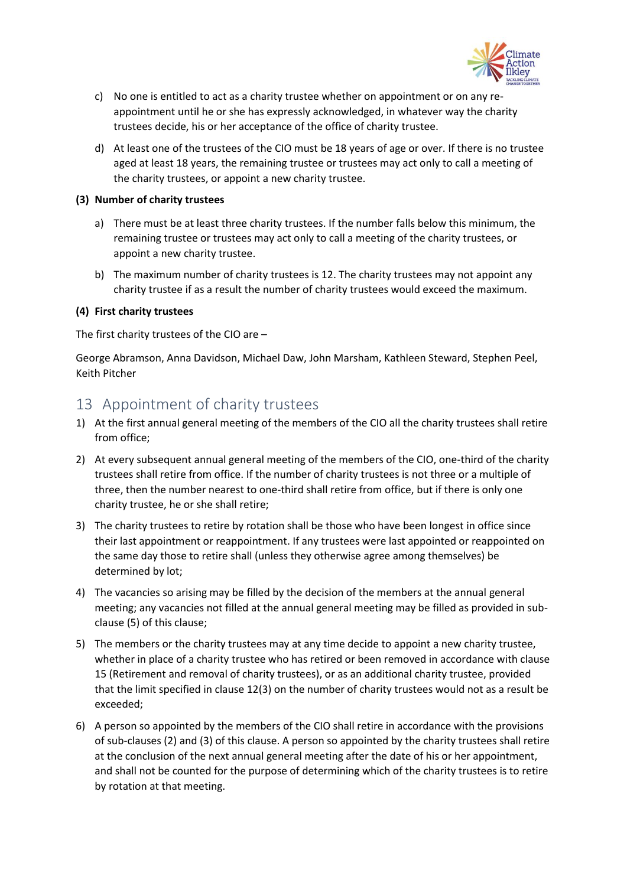c) No one is entitled to act as a charity trustee whether on appointment or on any re-appointment until he or she has expressly acknowledged, in whatever way the charity trustees decide, his or her acceptance of the office of charity trustee.

d) At least one of the trustees of the CIO must be 18 years of age or over. If there is no trustee aged at least 18 years, the remaining trustee or trustees may act only to call a meeting of the charity trustees, or appoint a new charity trustee.

**(3) Number of charity trustees**

a) There must be at least three charity trustees. If the number falls below this minimum, the remaining trustee or trustees may act only to call a meeting of the charity trustees, or appoint a new charity trustee.

b) The maximum number of charity trustees is 12. The charity trustees may not appoint any charity trustee if as a result the number of charity trustees would exceed the maximum.

**(4) First charity trustees**

The first charity trustees of the CIO are –

George Abramson, Anna Davidson, Michael Daw, John Marsham, Kathleen Steward, Stephen Peel, Keith Pitcher

## 13 Appointment of charity trustees

1) At the first annual general meeting of the members of the CIO all the charity trustees shall retire from office;

2) At every subsequent annual general meeting of the members of the CIO, one-third of the charity trustees shall retire from office. If the number of charity trustees is not three or a multiple of three, then the number nearest to one-third shall retire from office, but if there is only one charity trustee, he or she shall retire;

3) The charity trustees to retire by rotation shall be those who have been longest in office since their last appointment or reappointment. If any trustees were last appointed or reappointed on the same day those to retire shall (unless they otherwise agree among themselves) be determined by lot;

4) The vacancies so arising may be filled by the decision of the members at the annual general meeting; any vacancies not filled at the annual general meeting may be filled as provided in sub-clause (5) of this clause;

5) The members or the charity trustees may at any time decide to appoint a new charity trustee, whether in place of a charity trustee who has retired or been removed in accordance with clause 15 (Retirement and removal of charity trustees), or as an additional charity trustee, provided that the limit specified in clause 12(3) on the number of charity trustees would not as a result be exceeded;

6) A person so appointed by the members of the CIO shall retire in accordance with the provisions of sub-clauses (2) and (3) of this clause. A person so appointed by the charity trustees shall retire at the conclusion of the next annual general meeting after the date of his or her appointment, and shall not be counted for the purpose of determining which of the charity trustees is to retire by rotation at that meeting.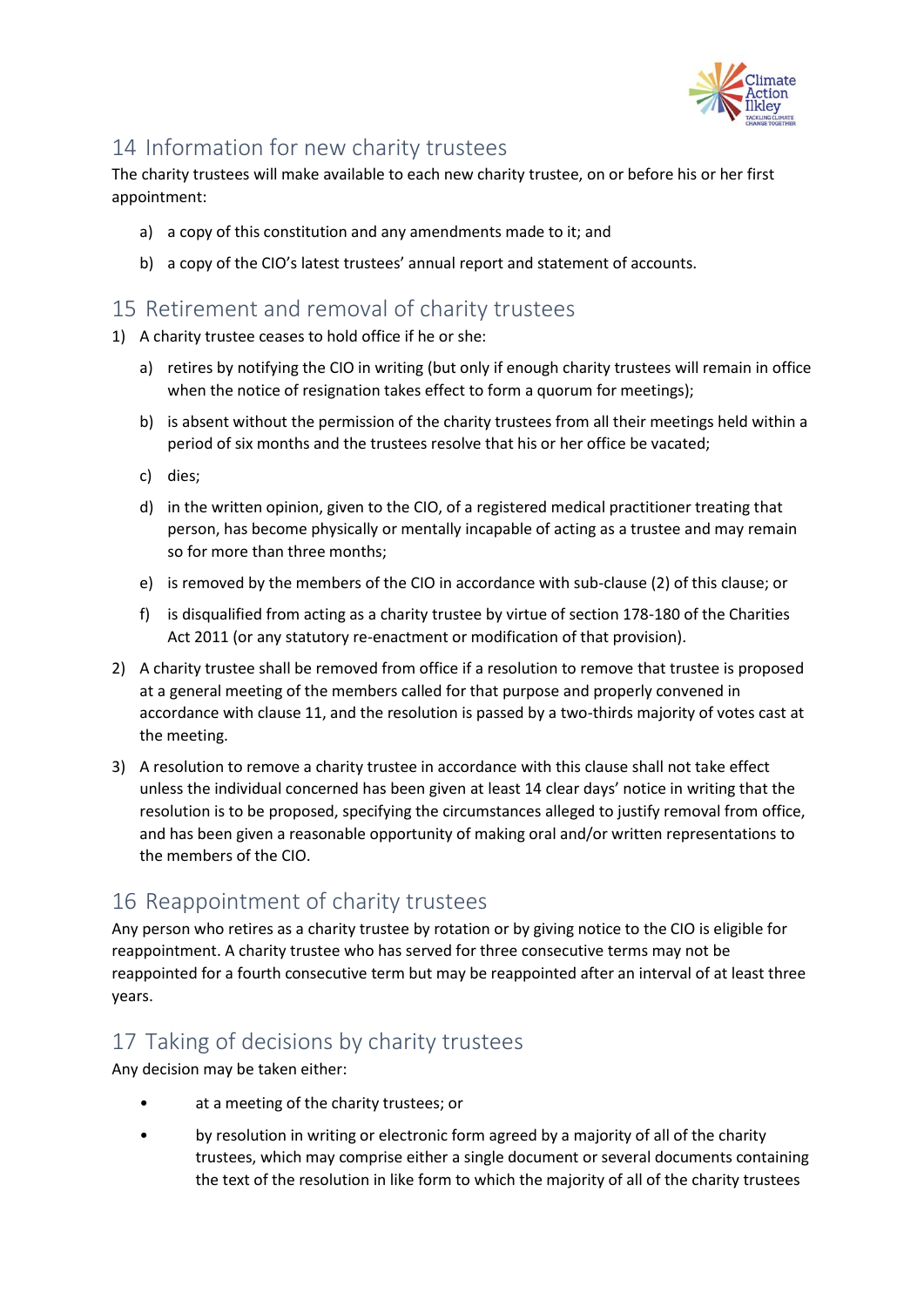## 14 Information for new charity trustees

The charity trustees will make available to each new charity trustee, on or before his or her first appointment:

a) a copy of this constitution and any amendments made to it; and

b) a copy of the CIO's latest trustees' annual report and statement of accounts.

## 15 Retirement and removal of charity trustees

1) A charity trustee ceases to hold office if he or she:

   a) retires by notifying the CIO in writing (but only if enough charity trustees will remain in office when the notice of resignation takes effect to form a quorum for meetings);

   b) is absent without the permission of the charity trustees from all their meetings held within a period of six months and the trustees resolve that his or her office be vacated;

   c) dies;

   d) in the written opinion, given to the CIO, of a registered medical practitioner treating that person, has become physically or mentally incapable of acting as a trustee and may remain so for more than three months;

   e) is removed by the members of the CIO in accordance with sub-clause (2) of this clause; or

   f) is disqualified from acting as a charity trustee by virtue of section 178-180 of the Charities Act 2011 (or any statutory re-enactment or modification of that provision).

2) A charity trustee shall be removed from office if a resolution to remove that trustee is proposed at a general meeting of the members called for that purpose and properly convened in accordance with clause 11, and the resolution is passed by a two-thirds majority of votes cast at the meeting.

3) A resolution to remove a charity trustee in accordance with this clause shall not take effect unless the individual concerned has been given at least 14 clear days' notice in writing that the resolution is to be proposed, specifying the circumstances alleged to justify removal from office, and has been given a reasonable opportunity of making oral and/or written representations to the members of the CIO.

## 16 Reappointment of charity trustees

Any person who retires as a charity trustee by rotation or by giving notice to the CIO is eligible for reappointment. A charity trustee who has served for three consecutive terms may not be reappointed for a fourth consecutive term but may be reappointed after an interval of at least three years.

## 17 Taking of decisions by charity trustees

Any decision may be taken either:

- at a meeting of the charity trustees; or
- by resolution in writing or electronic form agreed by a majority of all of the charity trustees, which may comprise either a single document or several documents containing the text of the resolution in like form to which the majority of all of the charity trustees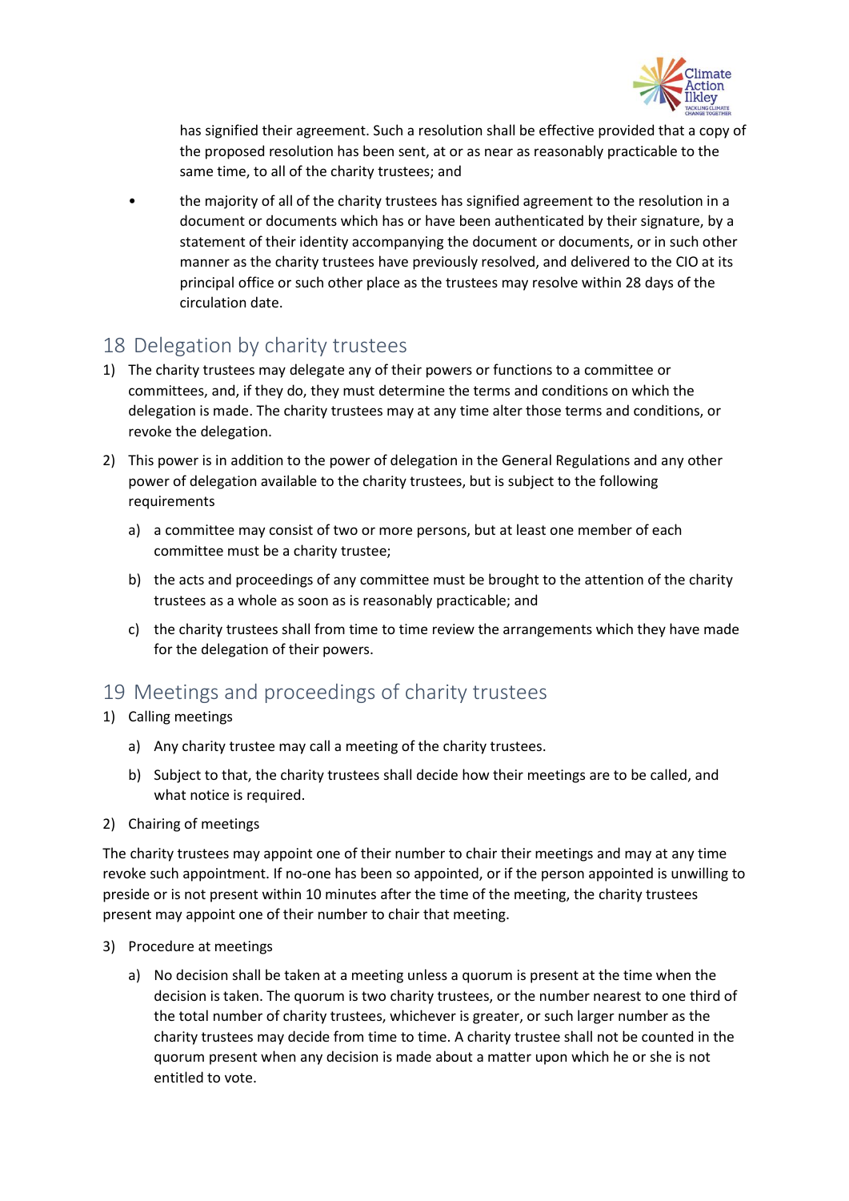has signified their agreement. Such a resolution shall be effective provided that a copy of the proposed resolution has been sent, at or as near as reasonably practicable to the same time, to all of the charity trustees; and

- the majority of all of the charity trustees has signified agreement to the resolution in a document or documents which has or have been authenticated by their signature, by a statement of their identity accompanying the document or documents, or in such other manner as the charity trustees have previously resolved, and delivered to the CIO at its principal office or such other place as the trustees may resolve within 28 days of the circulation date.

## 18 Delegation by charity trustees

1) The charity trustees may delegate any of their powers or functions to a committee or committees, and, if they do, they must determine the terms and conditions on which the delegation is made. The charity trustees may at any time alter those terms and conditions, or revoke the delegation.

2) This power is in addition to the power of delegation in the General Regulations and any other power of delegation available to the charity trustees, but is subject to the following requirements

   a) a committee may consist of two or more persons, but at least one member of each committee must be a charity trustee;

   b) the acts and proceedings of any committee must be brought to the attention of the charity trustees as a whole as soon as is reasonably practicable; and

   c) the charity trustees shall from time to time review the arrangements which they have made for the delegation of their powers.

## 19 Meetings and proceedings of charity trustees

1) Calling meetings

   a) Any charity trustee may call a meeting of the charity trustees.

   b) Subject to that, the charity trustees shall decide how their meetings are to be called, and what notice is required.

2) Chairing of meetings

The charity trustees may appoint one of their number to chair their meetings and may at any time revoke such appointment. If no-one has been so appointed, or if the person appointed is unwilling to preside or is not present within 10 minutes after the time of the meeting, the charity trustees present may appoint one of their number to chair that meeting.

3) Procedure at meetings

   a) No decision shall be taken at a meeting unless a quorum is present at the time when the decision is taken. The quorum is two charity trustees, or the number nearest to one third of the total number of charity trustees, whichever is greater, or such larger number as the charity trustees may decide from time to time. A charity trustee shall not be counted in the quorum present when any decision is made about a matter upon which he or she is not entitled to vote.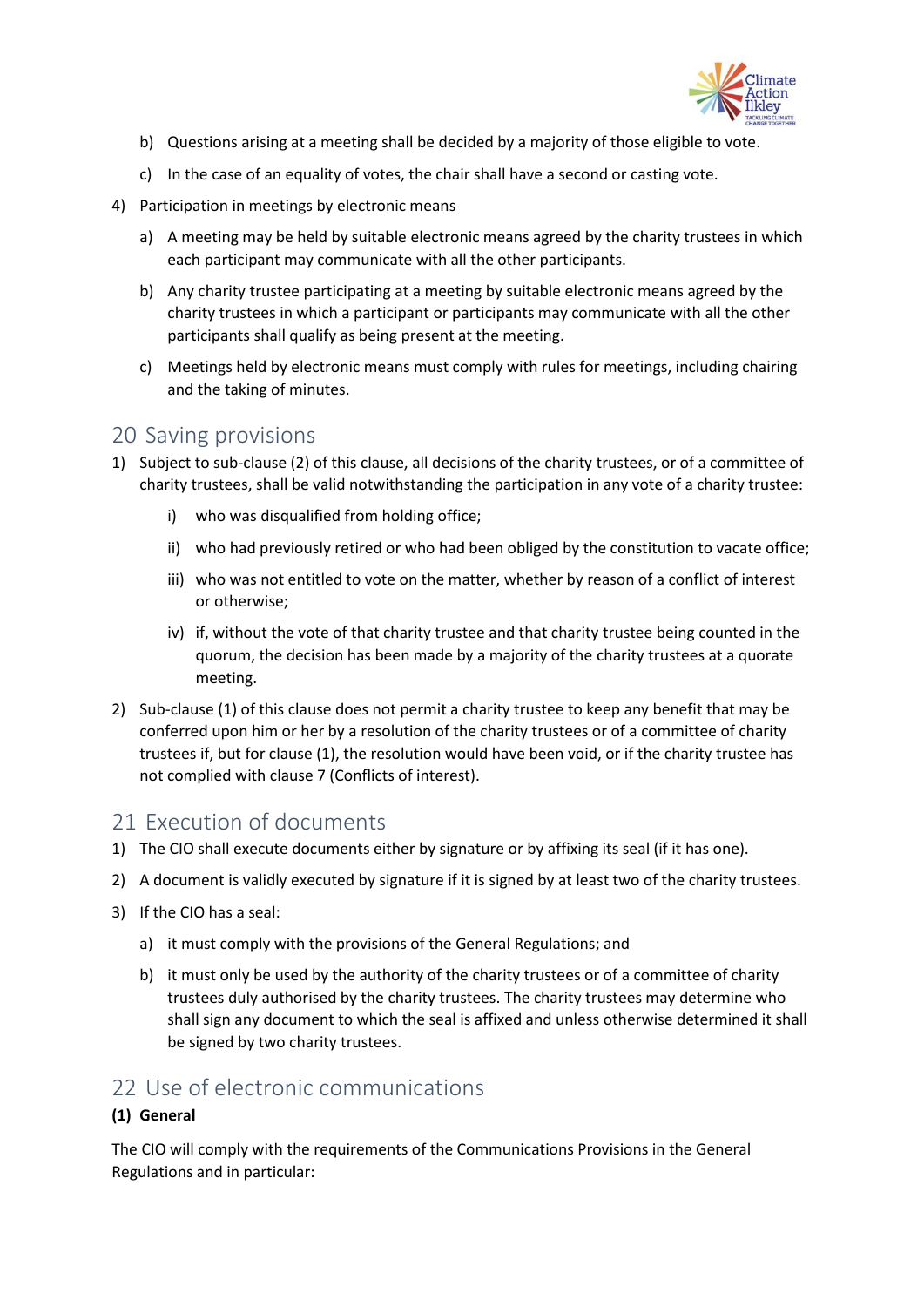b) Questions arising at a meeting shall be decided by a majority of those eligible to vote.

c) In the case of an equality of votes, the chair shall have a second or casting vote.

4) Participation in meetings by electronic means

a) A meeting may be held by suitable electronic means agreed by the charity trustees in which each participant may communicate with all the other participants.

b) Any charity trustee participating at a meeting by suitable electronic means agreed by the charity trustees in which a participant or participants may communicate with all the other participants shall qualify as being present at the meeting.

c) Meetings held by electronic means must comply with rules for meetings, including chairing and the taking of minutes.

## 20 Saving provisions

1) Subject to sub-clause (2) of this clause, all decisions of the charity trustees, or of a committee of charity trustees, shall be valid notwithstanding the participation in any vote of a charity trustee:

   i) who was disqualified from holding office;

   ii) who had previously retired or who had been obliged by the constitution to vacate office;

   iii) who was not entitled to vote on the matter, whether by reason of a conflict of interest or otherwise;

   iv) if, without the vote of that charity trustee and that charity trustee being counted in the quorum, the decision has been made by a majority of the charity trustees at a quorate meeting.

2) Sub-clause (1) of this clause does not permit a charity trustee to keep any benefit that may be conferred upon him or her by a resolution of the charity trustees or of a committee of charity trustees if, but for clause (1), the resolution would have been void, or if the charity trustee has not complied with clause 7 (Conflicts of interest).

## 21 Execution of documents

1) The CIO shall execute documents either by signature or by affixing its seal (if it has one).

2) A document is validly executed by signature if it is signed by at least two of the charity trustees.

3) If the CIO has a seal:

   a) it must comply with the provisions of the General Regulations; and

   b) it must only be used by the authority of the charity trustees or of a committee of charity trustees duly authorised by the charity trustees. The charity trustees may determine who shall sign any document to which the seal is affixed and unless otherwise determined it shall be signed by two charity trustees.

## 22 Use of electronic communications

**(1) General**

The CIO will comply with the requirements of the Communications Provisions in the General Regulations and in particular: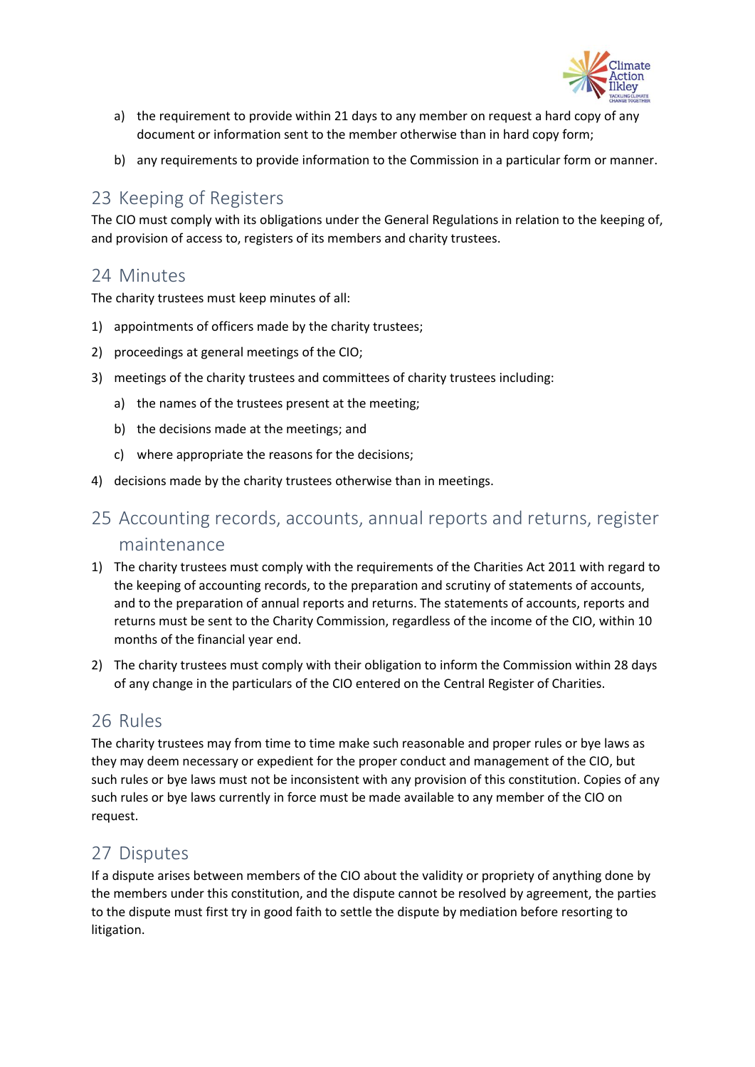a) the requirement to provide within 21 days to any member on request a hard copy of any document or information sent to the member otherwise than in hard copy form;

b) any requirements to provide information to the Commission in a particular form or manner.

## 23 Keeping of Registers

The CIO must comply with its obligations under the General Regulations in relation to the keeping of, and provision of access to, registers of its members and charity trustees.

## 24 Minutes

The charity trustees must keep minutes of all:

1) appointments of officers made by the charity trustees;
2) proceedings at general meetings of the CIO;
3) meetings of the charity trustees and committees of charity trustees including:
   a) the names of the trustees present at the meeting;
   b) the decisions made at the meetings; and
   c) where appropriate the reasons for the decisions;
4) decisions made by the charity trustees otherwise than in meetings.

## 25 Accounting records, accounts, annual reports and returns, register maintenance

1) The charity trustees must comply with the requirements of the Charities Act 2011 with regard to the keeping of accounting records, to the preparation and scrutiny of statements of accounts, and to the preparation of annual reports and returns. The statements of accounts, reports and returns must be sent to the Charity Commission, regardless of the income of the CIO, within 10 months of the financial year end.
2) The charity trustees must comply with their obligation to inform the Commission within 28 days of any change in the particulars of the CIO entered on the Central Register of Charities.

## 26 Rules

The charity trustees may from time to time make such reasonable and proper rules or bye laws as they may deem necessary or expedient for the proper conduct and management of the CIO, but such rules or bye laws must not be inconsistent with any provision of this constitution. Copies of any such rules or bye laws currently in force must be made available to any member of the CIO on request.

## 27 Disputes

If a dispute arises between members of the CIO about the validity or propriety of anything done by the members under this constitution, and the dispute cannot be resolved by agreement, the parties to the dispute must first try in good faith to settle the dispute by mediation before resorting to litigation.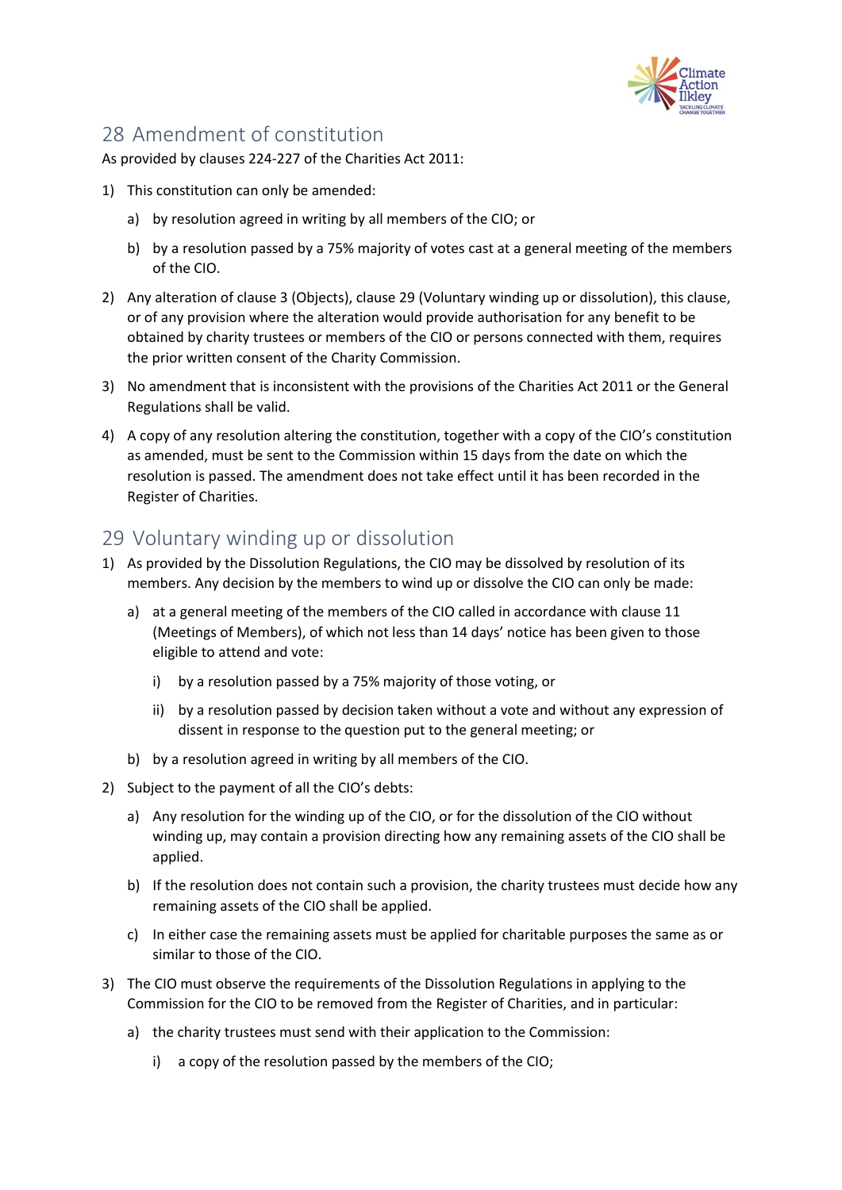## 28 Amendment of constitution

As provided by clauses 224-227 of the Charities Act 2011:

1) This constitution can only be amended:

    a) by resolution agreed in writing by all members of the CIO; or

    b) by a resolution passed by a 75% majority of votes cast at a general meeting of the members of the CIO.

2) Any alteration of clause 3 (Objects), clause 29 (Voluntary winding up or dissolution), this clause, or of any provision where the alteration would provide authorisation for any benefit to be obtained by charity trustees or members of the CIO or persons connected with them, requires the prior written consent of the Charity Commission.

3) No amendment that is inconsistent with the provisions of the Charities Act 2011 or the General Regulations shall be valid.

4) A copy of any resolution altering the constitution, together with a copy of the CIO's constitution as amended, must be sent to the Commission within 15 days from the date on which the resolution is passed. The amendment does not take effect until it has been recorded in the Register of Charities.

## 29 Voluntary winding up or dissolution

1) As provided by the Dissolution Regulations, the CIO may be dissolved by resolution of its members. Any decision by the members to wind up or dissolve the CIO can only be made:

    a) at a general meeting of the members of the CIO called in accordance with clause 11 (Meetings of Members), of which not less than 14 days' notice has been given to those eligible to attend and vote:

        i) by a resolution passed by a 75% majority of those voting, or

        ii) by a resolution passed by decision taken without a vote and without any expression of dissent in response to the question put to the general meeting; or

    b) by a resolution agreed in writing by all members of the CIO.

2) Subject to the payment of all the CIO's debts:

    a) Any resolution for the winding up of the CIO, or for the dissolution of the CIO without winding up, may contain a provision directing how any remaining assets of the CIO shall be applied.

    b) If the resolution does not contain such a provision, the charity trustees must decide how any remaining assets of the CIO shall be applied.

    c) In either case the remaining assets must be applied for charitable purposes the same as or similar to those of the CIO.

3) The CIO must observe the requirements of the Dissolution Regulations in applying to the Commission for the CIO to be removed from the Register of Charities, and in particular:

    a) the charity trustees must send with their application to the Commission:

        i) a copy of the resolution passed by the members of the CIO;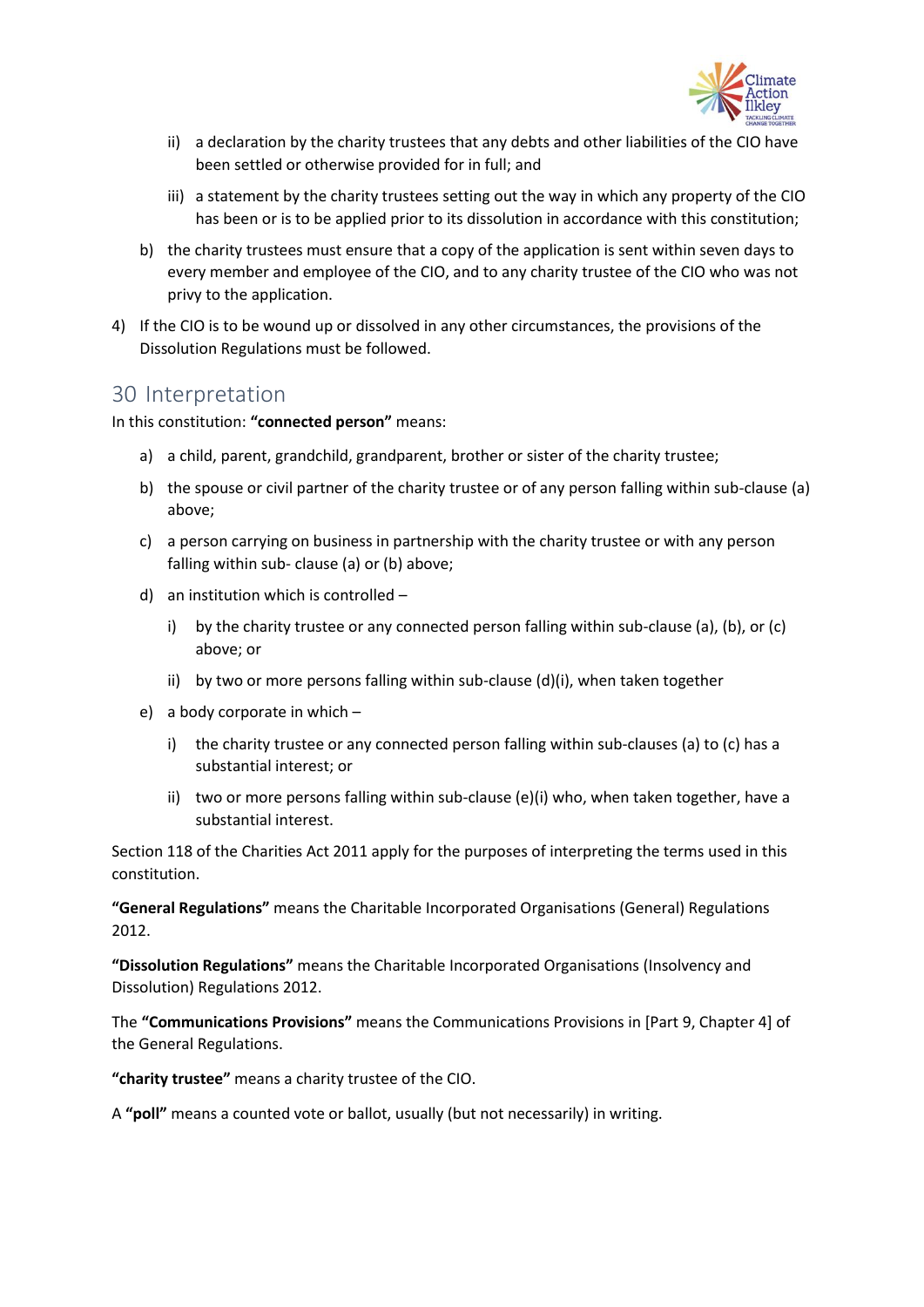ii) a declaration by the charity trustees that any debts and other liabilities of the CIO have been settled or otherwise provided for in full; and

   iii) a statement by the charity trustees setting out the way in which any property of the CIO has been or is to be applied prior to its dissolution in accordance with this constitution;

b) the charity trustees must ensure that a copy of the application is sent within seven days to every member and employee of the CIO, and to any charity trustee of the CIO who was not privy to the application.

4) If the CIO is to be wound up or dissolved in any other circumstances, the provisions of the Dissolution Regulations must be followed.

## 30 Interpretation

In this constitution: **"connected person"** means:

a) a child, parent, grandchild, grandparent, brother or sister of the charity trustee;

b) the spouse or civil partner of the charity trustee or of any person falling within sub-clause (a) above;

c) a person carrying on business in partnership with the charity trustee or with any person falling within sub- clause (a) or (b) above;

d) an institution which is controlled –

   i) by the charity trustee or any connected person falling within sub-clause (a), (b), or (c) above; or

   ii) by two or more persons falling within sub-clause (d)(i), when taken together

e) a body corporate in which –

   i) the charity trustee or any connected person falling within sub-clauses (a) to (c) has a substantial interest; or

   ii) two or more persons falling within sub-clause (e)(i) who, when taken together, have a substantial interest.

Section 118 of the Charities Act 2011 apply for the purposes of interpreting the terms used in this constitution.

**"General Regulations"** means the Charitable Incorporated Organisations (General) Regulations 2012.

**"Dissolution Regulations"** means the Charitable Incorporated Organisations (Insolvency and Dissolution) Regulations 2012.

The **"Communications Provisions"** means the Communications Provisions in [Part 9, Chapter 4] of the General Regulations.

**"charity trustee"** means a charity trustee of the CIO.

A **"poll"** means a counted vote or ballot, usually (but not necessarily) in writing.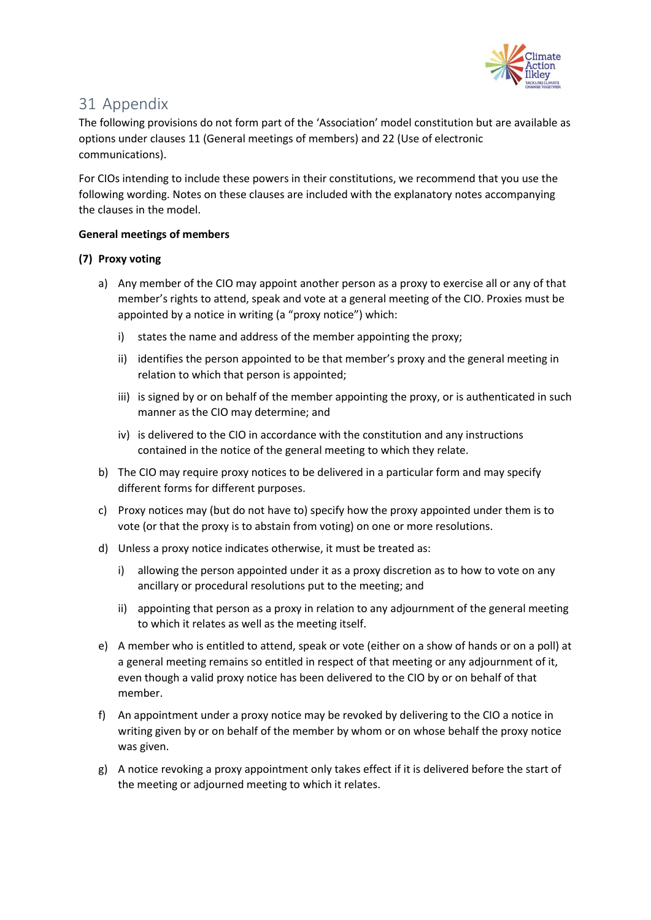# 31 Appendix

The following provisions do not form part of the 'Association' model constitution but are available as options under clauses 11 (General meetings of members) and 22 (Use of electronic communications).

For CIOs intending to include these powers in their constitutions, we recommend that you use the following wording. Notes on these clauses are included with the explanatory notes accompanying the clauses in the model.

**General meetings of members**

**(7) Proxy voting**

a) Any member of the CIO may appoint another person as a proxy to exercise all or any of that member's rights to attend, speak and vote at a general meeting of the CIO. Proxies must be appointed by a notice in writing (a "proxy notice") which:

   i) states the name and address of the member appointing the proxy;

   ii) identifies the person appointed to be that member's proxy and the general meeting in relation to which that person is appointed;

   iii) is signed by or on behalf of the member appointing the proxy, or is authenticated in such manner as the CIO may determine; and

   iv) is delivered to the CIO in accordance with the constitution and any instructions contained in the notice of the general meeting to which they relate.

b) The CIO may require proxy notices to be delivered in a particular form and may specify different forms for different purposes.

c) Proxy notices may (but do not have to) specify how the proxy appointed under them is to vote (or that the proxy is to abstain from voting) on one or more resolutions.

d) Unless a proxy notice indicates otherwise, it must be treated as:

   i) allowing the person appointed under it as a proxy discretion as to how to vote on any ancillary or procedural resolutions put to the meeting; and

   ii) appointing that person as a proxy in relation to any adjournment of the general meeting to which it relates as well as the meeting itself.

e) A member who is entitled to attend, speak or vote (either on a show of hands or on a poll) at a general meeting remains so entitled in respect of that meeting or any adjournment of it, even though a valid proxy notice has been delivered to the CIO by or on behalf of that member.

f) An appointment under a proxy notice may be revoked by delivering to the CIO a notice in writing given by or on behalf of the member by whom or on whose behalf the proxy notice was given.

g) A notice revoking a proxy appointment only takes effect if it is delivered before the start of the meeting or adjourned meeting to which it relates.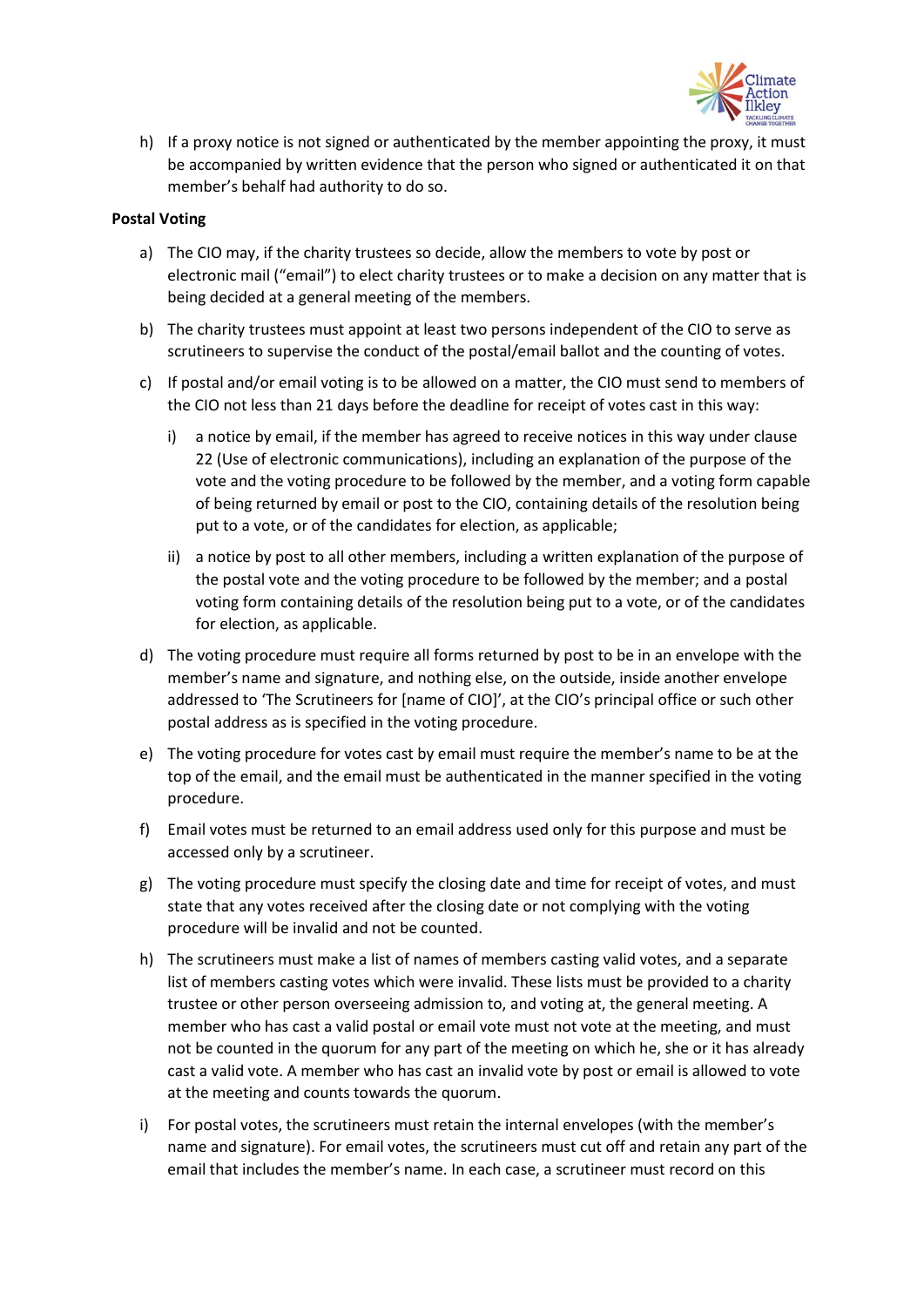h) If a proxy notice is not signed or authenticated by the member appointing the proxy, it must be accompanied by written evidence that the person who signed or authenticated it on that member's behalf had authority to do so.

**Postal Voting**

a) The CIO may, if the charity trustees so decide, allow the members to vote by post or electronic mail ("email") to elect charity trustees or to make a decision on any matter that is being decided at a general meeting of the members.

b) The charity trustees must appoint at least two persons independent of the CIO to serve as scrutineers to supervise the conduct of the postal/email ballot and the counting of votes.

c) If postal and/or email voting is to be allowed on a matter, the CIO must send to members of the CIO not less than 21 days before the deadline for receipt of votes cast in this way:

   i) a notice by email, if the member has agreed to receive notices in this way under clause 22 (Use of electronic communications), including an explanation of the purpose of the vote and the voting procedure to be followed by the member, and a voting form capable of being returned by email or post to the CIO, containing details of the resolution being put to a vote, or of the candidates for election, as applicable;

   ii) a notice by post to all other members, including a written explanation of the purpose of the postal vote and the voting procedure to be followed by the member; and a postal voting form containing details of the resolution being put to a vote, or of the candidates for election, as applicable.

d) The voting procedure must require all forms returned by post to be in an envelope with the member's name and signature, and nothing else, on the outside, inside another envelope addressed to 'The Scrutineers for [name of CIO]', at the CIO's principal office or such other postal address as is specified in the voting procedure.

e) The voting procedure for votes cast by email must require the member's name to be at the top of the email, and the email must be authenticated in the manner specified in the voting procedure.

f) Email votes must be returned to an email address used only for this purpose and must be accessed only by a scrutineer.

g) The voting procedure must specify the closing date and time for receipt of votes, and must state that any votes received after the closing date or not complying with the voting procedure will be invalid and not be counted.

h) The scrutineers must make a list of names of members casting valid votes, and a separate list of members casting votes which were invalid. These lists must be provided to a charity trustee or other person overseeing admission to, and voting at, the general meeting. A member who has cast a valid postal or email vote must not vote at the meeting, and must not be counted in the quorum for any part of the meeting on which he, she or it has already cast a valid vote. A member who has cast an invalid vote by post or email is allowed to vote at the meeting and counts towards the quorum.

i) For postal votes, the scrutineers must retain the internal envelopes (with the member's name and signature). For email votes, the scrutineers must cut off and retain any part of the email that includes the member's name. In each case, a scrutineer must record on this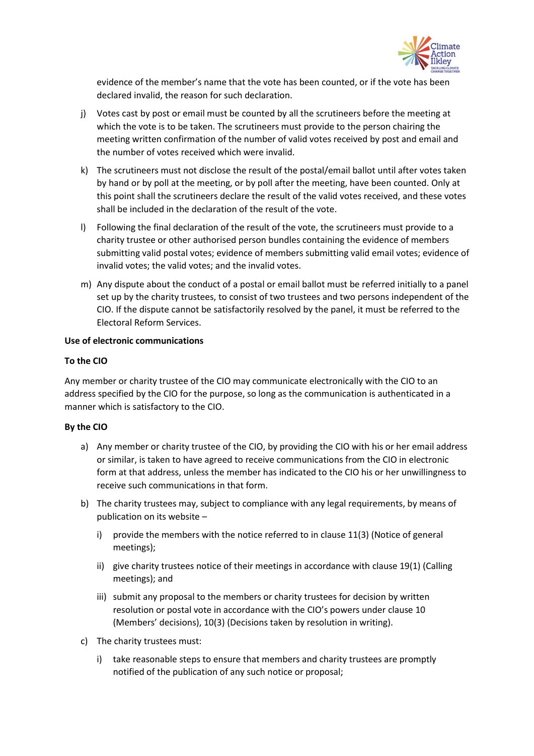evidence of the member's name that the vote has been counted, or if the vote has been declared invalid, the reason for such declaration.

j) Votes cast by post or email must be counted by all the scrutineers before the meeting at which the vote is to be taken. The scrutineers must provide to the person chairing the meeting written confirmation of the number of valid votes received by post and email and the number of votes received which were invalid.

k) The scrutineers must not disclose the result of the postal/email ballot until after votes taken by hand or by poll at the meeting, or by poll after the meeting, have been counted. Only at this point shall the scrutineers declare the result of the valid votes received, and these votes shall be included in the declaration of the result of the vote.

l) Following the final declaration of the result of the vote, the scrutineers must provide to a charity trustee or other authorised person bundles containing the evidence of members submitting valid postal votes; evidence of members submitting valid email votes; evidence of invalid votes; the valid votes; and the invalid votes.

m) Any dispute about the conduct of a postal or email ballot must be referred initially to a panel set up by the charity trustees, to consist of two trustees and two persons independent of the CIO. If the dispute cannot be satisfactorily resolved by the panel, it must be referred to the Electoral Reform Services.

**Use of electronic communications**

**To the CIO**

Any member or charity trustee of the CIO may communicate electronically with the CIO to an address specified by the CIO for the purpose, so long as the communication is authenticated in a manner which is satisfactory to the CIO.

**By the CIO**

a) Any member or charity trustee of the CIO, by providing the CIO with his or her email address or similar, is taken to have agreed to receive communications from the CIO in electronic form at that address, unless the member has indicated to the CIO his or her unwillingness to receive such communications in that form.

b) The charity trustees may, subject to compliance with any legal requirements, by means of publication on its website –

   i) provide the members with the notice referred to in clause 11(3) (Notice of general meetings);

   ii) give charity trustees notice of their meetings in accordance with clause 19(1) (Calling meetings); and

   iii) submit any proposal to the members or charity trustees for decision by written resolution or postal vote in accordance with the CIO's powers under clause 10 (Members' decisions), 10(3) (Decisions taken by resolution in writing).

c) The charity trustees must:

   i) take reasonable steps to ensure that members and charity trustees are promptly notified of the publication of any such notice or proposal;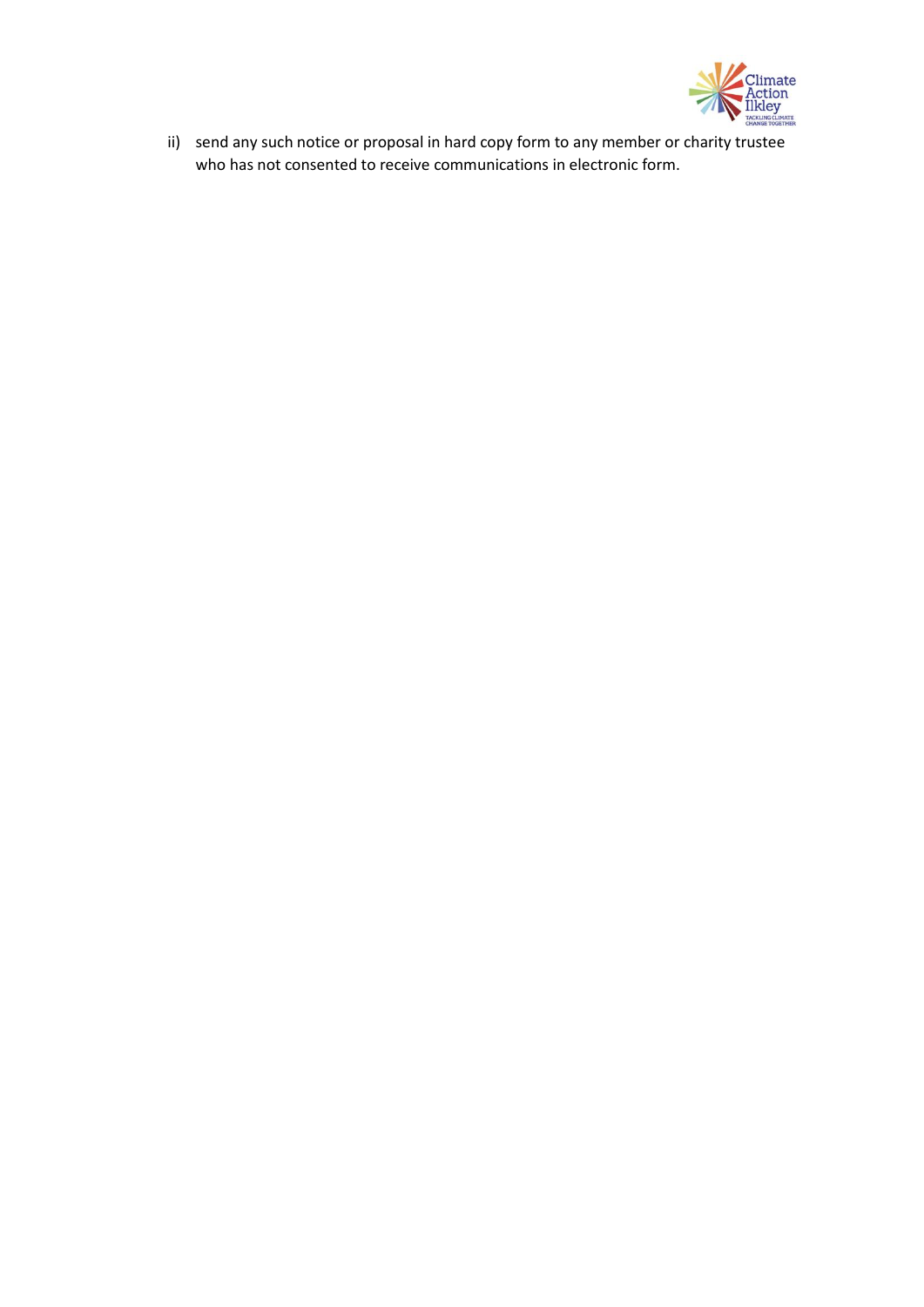ii) send any such notice or proposal in hard copy form to any member or charity trustee who has not consented to receive communications in electronic form.